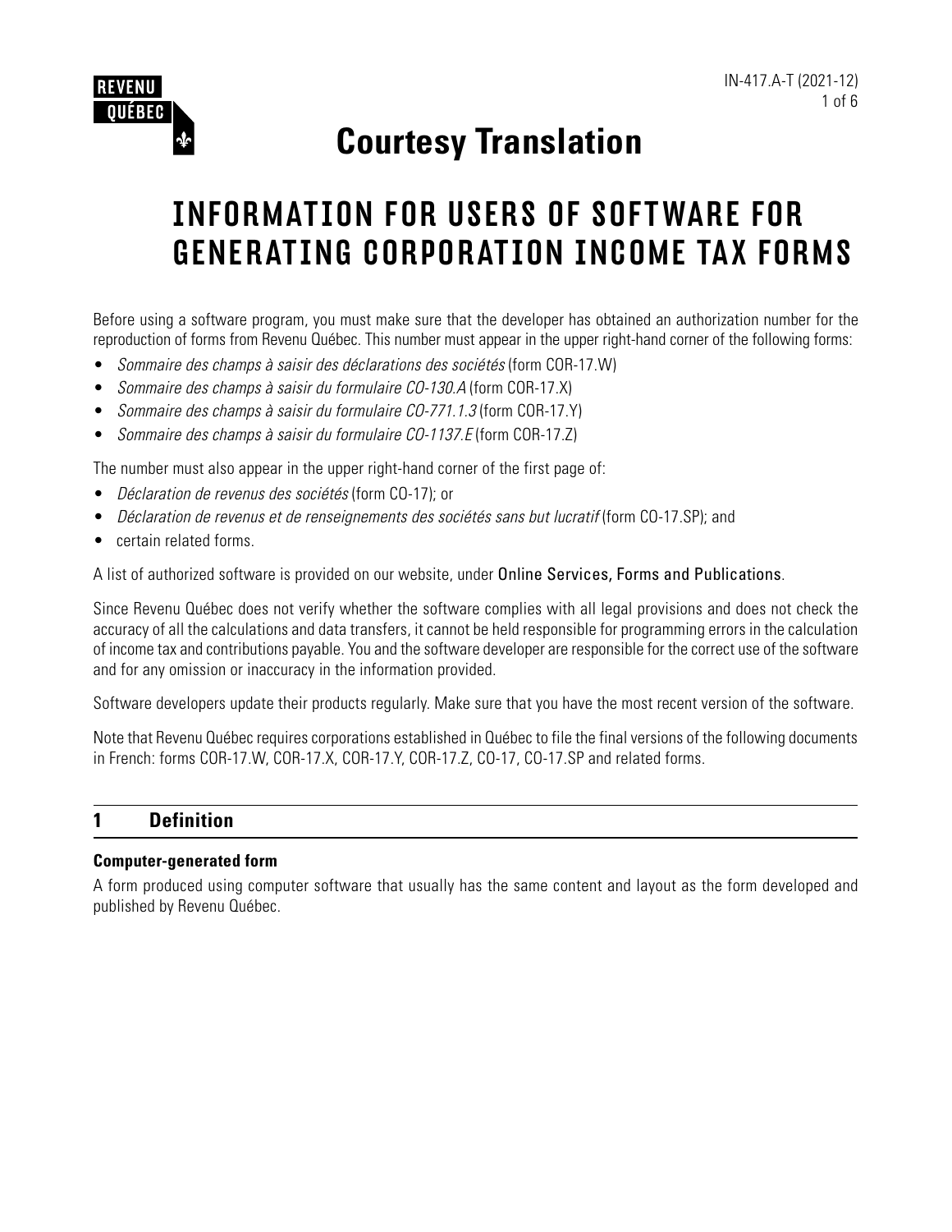IN-417.A-T (2021-12)

# Courtesy Translation

# INFORMATION FOR USERS OF SOFTWARE FOR GENERATING CORPORATION INCOME TAX FORMS

Before using a software program, you must make sure that the developer has obtained an authorization number for the reproduction of forms from Revenu Québec. This number must appear in the upper right-hand corner of the following forms:

- *Sommaire des champs à saisir des déclarations des sociétés* (form COR-17.W)
- *Sommaire des champs à saisir du formulaire CO-130.A* (form COR-17.X)
- *Sommaire des champs à saisir du formulaire CO-771.1.3* (form COR-17.Y)
- *Sommaire des champs à saisir du formulaire CO-1137.E* (form COR-17.Z)

The number must also appear in the upper right-hand corner of the first page of:

- *Déclaration de revenus des sociétés* (form CO-17); or
- *Déclaration de revenus et de renseignements des sociétés sans but lucratif* (form CO-17.SP); and
- certain related forms.

A list of authorized software is provided on our website, under Online Services, Forms and Publications.

Since Revenu Québec does not verify whether the software complies with all legal provisions and does not check the accuracy of all the calculations and data transfers, it cannot be held responsible for programming errors in the calculation of income tax and contributions payable. You and the software developer are responsible for the correct use of the software and for any omission or inaccuracy in the information provided.

Software developers update their products regularly. Make sure that you have the most recent version of the software.

Note that Revenu Québec requires corporations established in Québec to file the final versions of the following documents in French: forms COR-17.W, COR-17.X, COR-17.Y, COR-17.Z, CO-17, CO-17.SP and related forms.

## 1 Definition

**Computer-generated form**

A form produced using computer software that usually has the same content and layout as the form developed and published by Revenu Québec.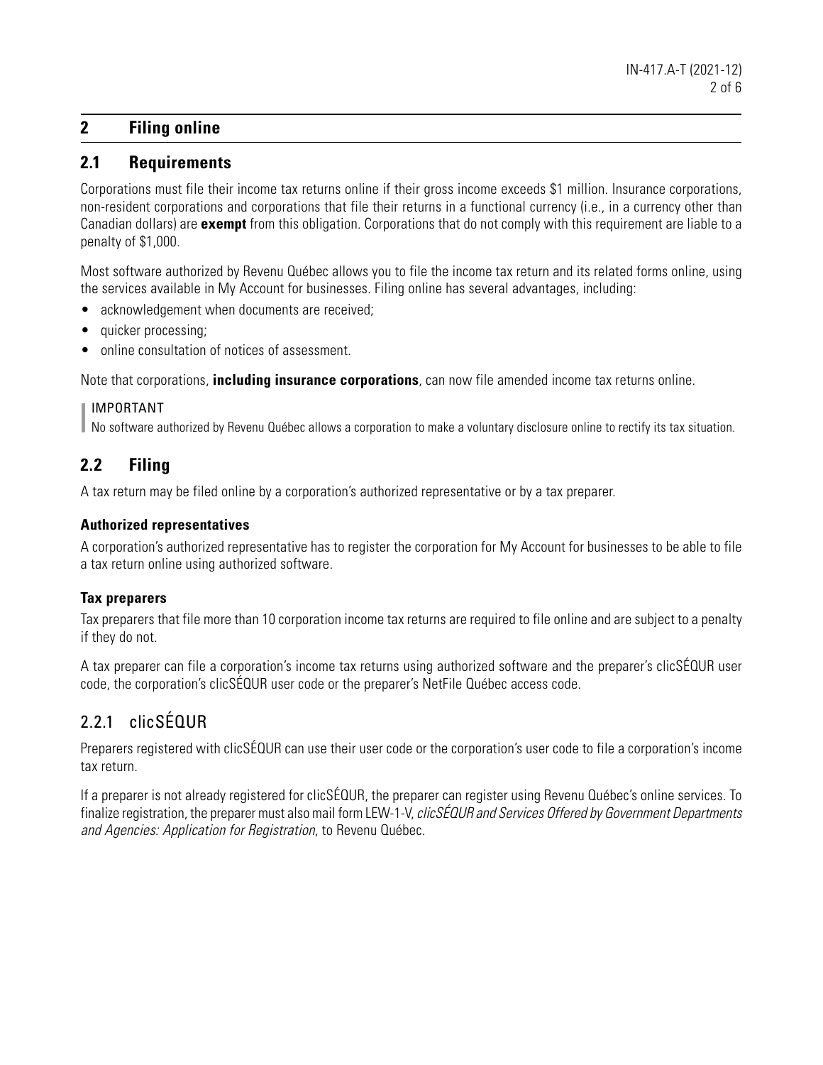## 2 Filing online

### 2.1 Requirements

Corporations must file their income tax returns online if their gross income exceeds $1 million. Insurance corporations, non-resident corporations and corporations that file their returns in a functional currency (i.e., in a currency other than Canadian dollars) are **exempt** from this obligation. Corporations that do not comply with this requirement are liable to a penalty of $1,000.

Most software authorized by Revenu Québec allows you to file the income tax return and its related forms online, using the services available in My Account for businesses. Filing online has several advantages, including:

- acknowledgement when documents are received;
- quicker processing;
- online consultation of notices of assessment.

Note that corporations, **including insurance corporations**, can now file amended income tax returns online.

IMPORTANT
No software authorized by Revenu Québec allows a corporation to make a voluntary disclosure online to rectify its tax situation.

### 2.2 Filing

A tax return may be filed online by a corporation's authorized representative or by a tax preparer.

**Authorized representatives**

A corporation's authorized representative has to register the corporation for My Account for businesses to be able to file a tax return online using authorized software.

**Tax preparers**

Tax preparers that file more than 10 corporation income tax returns are required to file online and are subject to a penalty if they do not.

A tax preparer can file a corporation's income tax returns using authorized software and the preparer's clicSÉQUR user code, the corporation's clicSÉQUR user code or the preparer's NetFile Québec access code.

#### 2.2.1 clicSÉQUR

Preparers registered with clicSÉQUR can use their user code or the corporation's user code to file a corporation's income tax return.

If a preparer is not already registered for clicSÉQUR, the preparer can register using Revenu Québec's online services. To finalize registration, the preparer must also mail form LEW-1-V, *clicSÉQUR and Services Offered by Government Departments and Agencies: Application for Registration*, to Revenu Québec.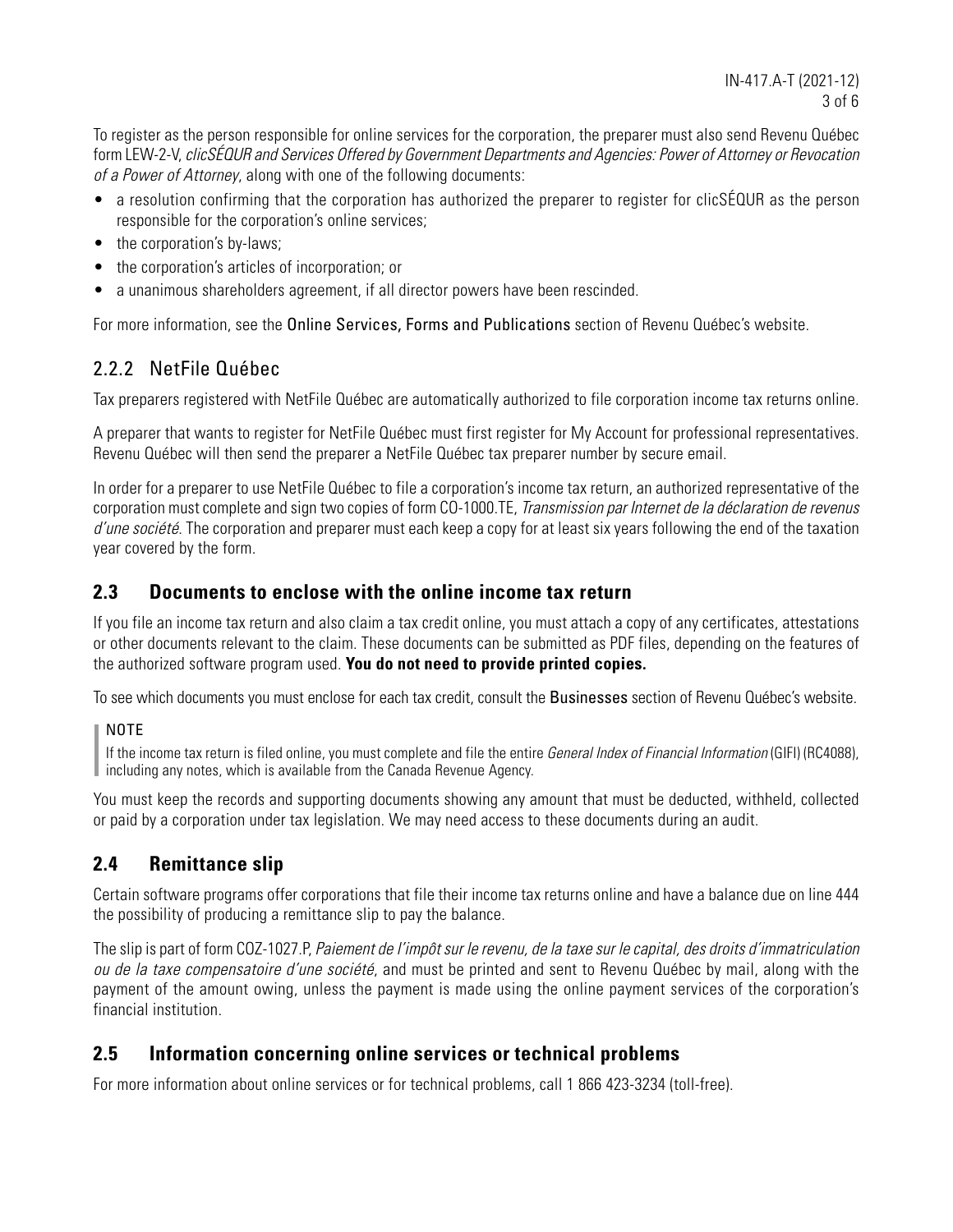To register as the person responsible for online services for the corporation, the preparer must also send Revenu Québec form LEW-2-V, *clicSÉQUR and Services Offered by Government Departments and Agencies: Power of Attorney or Revocation of a Power of Attorney*, along with one of the following documents:

- a resolution confirming that the corporation has authorized the preparer to register for clicSÉQUR as the person responsible for the corporation's online services;
- the corporation's by-laws;
- the corporation's articles of incorporation; or
- a unanimous shareholders agreement, if all director powers have been rescinded.

For more information, see the Online Services, Forms and Publications section of Revenu Québec's website.

### 2.2.2 NetFile Québec

Tax preparers registered with NetFile Québec are automatically authorized to file corporation income tax returns online.

A preparer that wants to register for NetFile Québec must first register for My Account for professional representatives. Revenu Québec will then send the preparer a NetFile Québec tax preparer number by secure email.

In order for a preparer to use NetFile Québec to file a corporation's income tax return, an authorized representative of the corporation must complete and sign two copies of form CO-1000.TE, *Transmission par Internet de la déclaration de revenus d'une société*. The corporation and preparer must each keep a copy for at least six years following the end of the taxation year covered by the form.

## 2.3 Documents to enclose with the online income tax return

If you file an income tax return and also claim a tax credit online, you must attach a copy of any certificates, attestations or other documents relevant to the claim. These documents can be submitted as PDF files, depending on the features of the authorized software program used. **You do not need to provide printed copies.**

To see which documents you must enclose for each tax credit, consult the Businesses section of Revenu Québec's website.

> NOTE
>
> If the income tax return is filed online, you must complete and file the entire *General Index of Financial Information* (GIFI) (RC4088), including any notes, which is available from the Canada Revenue Agency.

You must keep the records and supporting documents showing any amount that must be deducted, withheld, collected or paid by a corporation under tax legislation. We may need access to these documents during an audit.

## 2.4 Remittance slip

Certain software programs offer corporations that file their income tax returns online and have a balance due on line 444 the possibility of producing a remittance slip to pay the balance.

The slip is part of form COZ-1027.P, *Paiement de l'impôt sur le revenu, de la taxe sur le capital, des droits d'immatriculation ou de la taxe compensatoire d'une société*, and must be printed and sent to Revenu Québec by mail, along with the payment of the amount owing, unless the payment is made using the online payment services of the corporation's financial institution.

## 2.5 Information concerning online services or technical problems

For more information about online services or for technical problems, call 1 866 423-3234 (toll-free).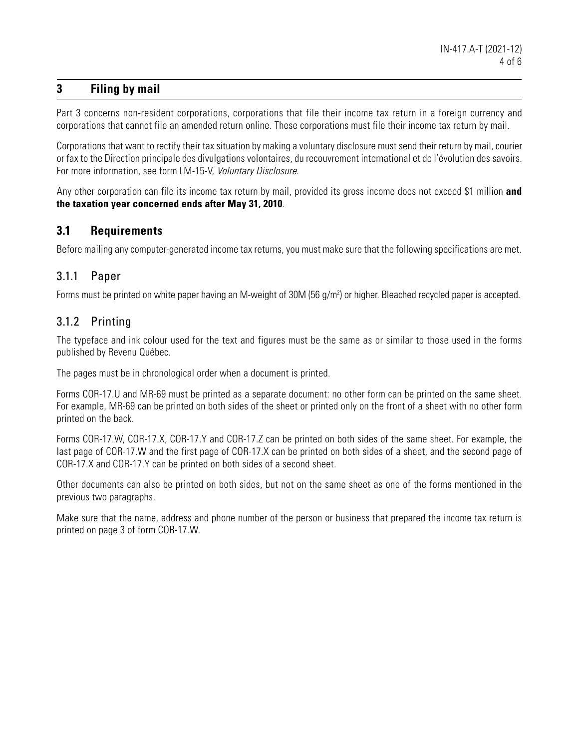## 3 Filing by mail

Part 3 concerns non-resident corporations, corporations that file their income tax return in a foreign currency and corporations that cannot file an amended return online. These corporations must file their income tax return by mail.

Corporations that want to rectify their tax situation by making a voluntary disclosure must send their return by mail, courier or fax to the Direction principale des divulgations volontaires, du recouvrement international et de l'évolution des savoirs. For more information, see form LM-15-V, *Voluntary Disclosure*.

Any other corporation can file its income tax return by mail, provided its gross income does not exceed \$1 million **and the taxation year concerned ends after May 31, 2010**.

### 3.1 Requirements

Before mailing any computer-generated income tax returns, you must make sure that the following specifications are met.

#### 3.1.1 Paper

Forms must be printed on white paper having an M-weight of 30M (56 g/m$^2$) or higher. Bleached recycled paper is accepted.

#### 3.1.2 Printing

The typeface and ink colour used for the text and figures must be the same as or similar to those used in the forms published by Revenu Québec.

The pages must be in chronological order when a document is printed.

Forms COR-17.U and MR-69 must be printed as a separate document: no other form can be printed on the same sheet. For example, MR-69 can be printed on both sides of the sheet or printed only on the front of a sheet with no other form printed on the back.

Forms COR-17.W, COR-17.X, COR-17.Y and COR-17.Z can be printed on both sides of the same sheet. For example, the last page of COR-17.W and the first page of COR-17.X can be printed on both sides of a sheet, and the second page of COR-17.X and COR-17.Y can be printed on both sides of a second sheet.

Other documents can also be printed on both sides, but not on the same sheet as one of the forms mentioned in the previous two paragraphs.

Make sure that the name, address and phone number of the person or business that prepared the income tax return is printed on page 3 of form COR-17.W.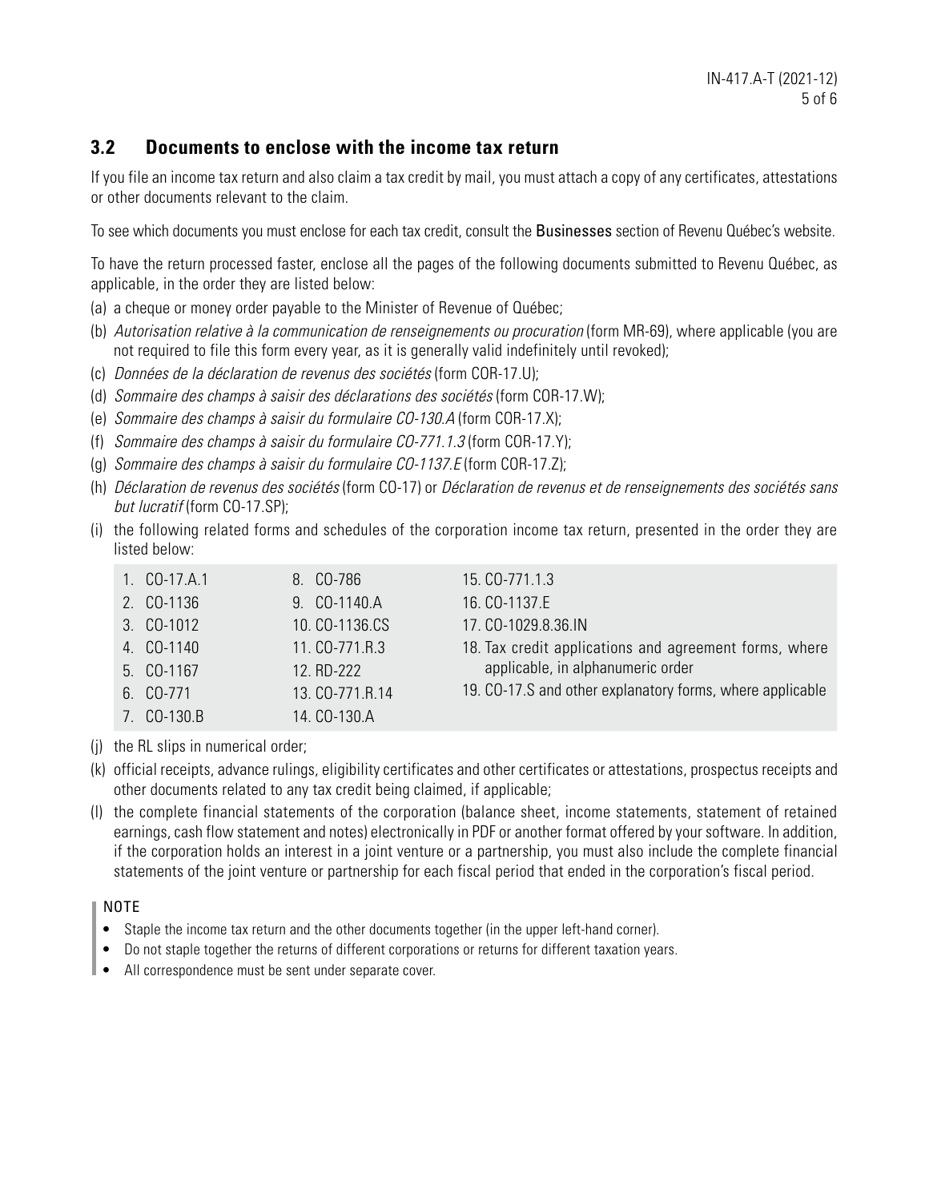## 3.2 Documents to enclose with the income tax return

If you file an income tax return and also claim a tax credit by mail, you must attach a copy of any certificates, attestations or other documents relevant to the claim.

To see which documents you must enclose for each tax credit, consult the Businesses section of Revenu Québec's website.

To have the return processed faster, enclose all the pages of the following documents submitted to Revenu Québec, as applicable, in the order they are listed below:

(a) a cheque or money order payable to the Minister of Revenue of Québec;

(b) *Autorisation relative à la communication de renseignements ou procuration* (form MR-69), where applicable (you are not required to file this form every year, as it is generally valid indefinitely until revoked);

(c) *Données de la déclaration de revenus des sociétés* (form COR-17.U);

(d) *Sommaire des champs à saisir des déclarations des sociétés* (form COR-17.W);

(e) *Sommaire des champs à saisir du formulaire CO-130.A* (form COR-17.X);

(f) *Sommaire des champs à saisir du formulaire CO-771.1.3* (form COR-17.Y);

(g) *Sommaire des champs à saisir du formulaire CO-1137.E* (form COR-17.Z);

(h) *Déclaration de revenus des sociétés* (form CO-17) or *Déclaration de revenus et de renseignements des sociétés sans but lucratif* (form CO-17.SP);

(i) the following related forms and schedules of the corporation income tax return, presented in the order they are listed below:

1. CO-17.A.1
2. CO-1136
3. CO-1012
4. CO-1140
5. CO-1167
6. CO-771
7. CO-130.B
8. CO-786
9. CO-1140.A
10. CO-1136.CS
11. CO-771.R.3
12. RD-222
13. CO-771.R.14
14. CO-130.A
15. CO-771.1.3
16. CO-1137.E
17. CO-1029.8.36.IN
18. Tax credit applications and agreement forms, where applicable, in alphanumeric order
19. CO-17.S and other explanatory forms, where applicable

(j) the RL slips in numerical order;

(k) official receipts, advance rulings, eligibility certificates and other certificates or attestations, prospectus receipts and other documents related to any tax credit being claimed, if applicable;

(l) the complete financial statements of the corporation (balance sheet, income statements, statement of retained earnings, cash flow statement and notes) electronically in PDF or another format offered by your software. In addition, if the corporation holds an interest in a joint venture or a partnership, you must also include the complete financial statements of the joint venture or partnership for each fiscal period that ended in the corporation's fiscal period.

NOTE

- Staple the income tax return and the other documents together (in the upper left-hand corner).
- Do not staple together the returns of different corporations or returns for different taxation years.
- All correspondence must be sent under separate cover.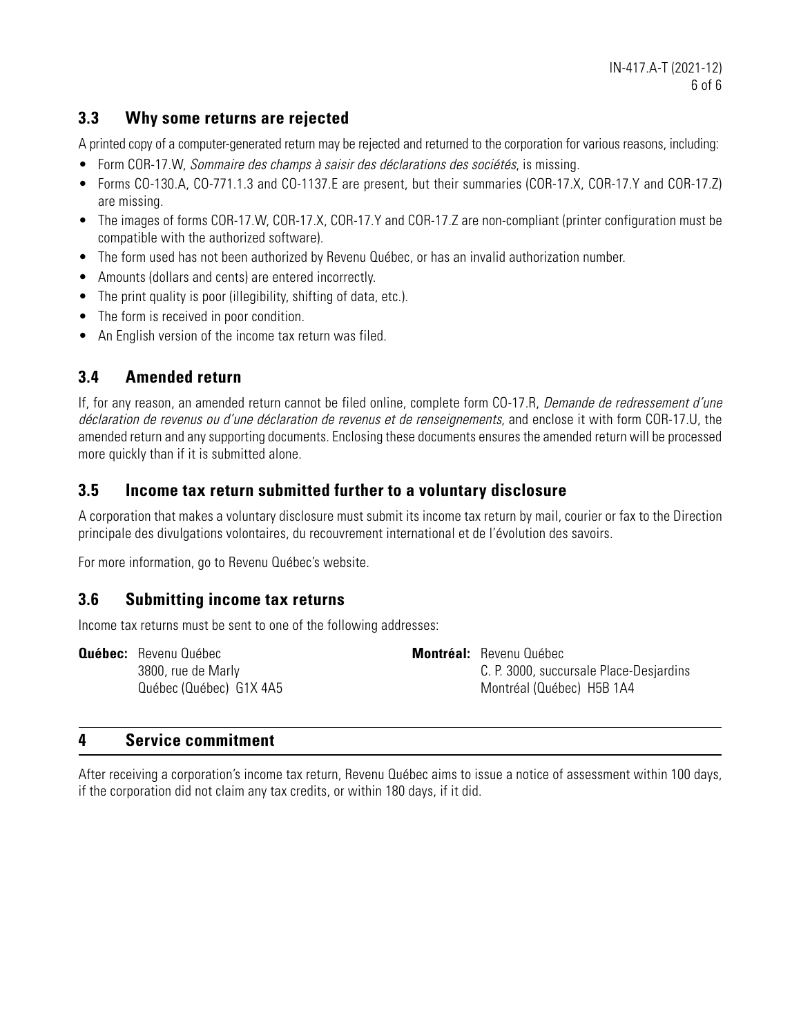## 3.3 Why some returns are rejected

A printed copy of a computer-generated return may be rejected and returned to the corporation for various reasons, including:

- Form COR-17.W, *Sommaire des champs à saisir des déclarations des sociétés*, is missing.
- Forms CO-130.A, CO-771.1.3 and CO-1137.E are present, but their summaries (COR-17.X, COR-17.Y and COR-17.Z) are missing.
- The images of forms COR-17.W, COR-17.X, COR-17.Y and COR-17.Z are non-compliant (printer configuration must be compatible with the authorized software).
- The form used has not been authorized by Revenu Québec, or has an invalid authorization number.
- Amounts (dollars and cents) are entered incorrectly.
- The print quality is poor (illegibility, shifting of data, etc.).
- The form is received in poor condition.
- An English version of the income tax return was filed.

## 3.4 Amended return

If, for any reason, an amended return cannot be filed online, complete form CO-17.R, *Demande de redressement d'une déclaration de revenus ou d'une déclaration de revenus et de renseignements*, and enclose it with form COR-17.U, the amended return and any supporting documents. Enclosing these documents ensures the amended return will be processed more quickly than if it is submitted alone.

## 3.5 Income tax return submitted further to a voluntary disclosure

A corporation that makes a voluntary disclosure must submit its income tax return by mail, courier or fax to the Direction principale des divulgations volontaires, du recouvrement international et de l'évolution des savoirs.

For more information, go to Revenu Québec's website.

## 3.6 Submitting income tax returns

Income tax returns must be sent to one of the following addresses:

**Québec:** Revenu Québec
3800, rue de Marly
Québec (Québec) G1X 4A5

**Montréal:** Revenu Québec
C. P. 3000, succursale Place-Desjardins
Montréal (Québec) H5B 1A4

# 4 Service commitment

After receiving a corporation's income tax return, Revenu Québec aims to issue a notice of assessment within 100 days, if the corporation did not claim any tax credits, or within 180 days, if it did.